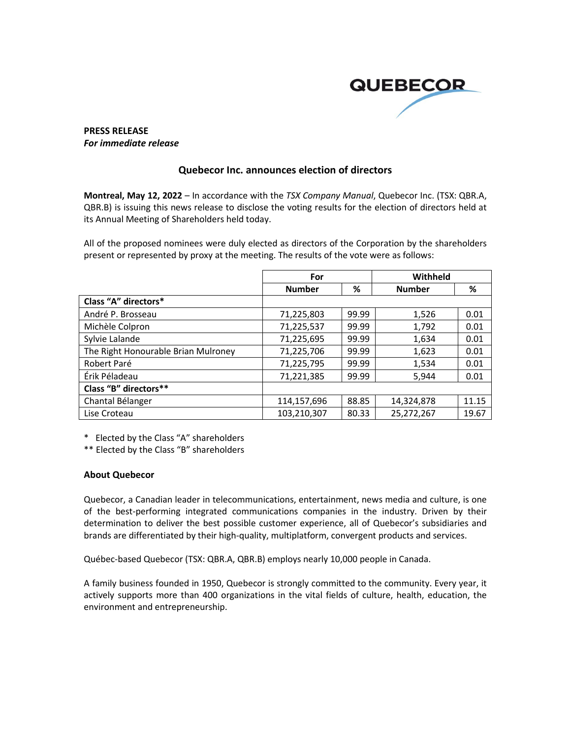**PRESS RELEASE**
***For immediate release***

## Quebecor Inc. announces election of directors

**Montreal, May 12, 2022** – In accordance with the *TSX Company Manual*, Quebecor Inc. (TSX: QBR.A, QBR.B) is issuing this news release to disclose the voting results for the election of directors held at its Annual Meeting of Shareholders held today.

All of the proposed nominees were duly elected as directors of the Corporation by the shareholders present or represented by proxy at the meeting. The results of the vote were as follows:

| | For | | Withheld | |
|---|---|---|---|---|
| | **Number** | **%** | **Number** | **%** |
| **Class "A" directors*** | | | | |
| André P. Brosseau | 71,225,803 | 99.99 | 1,526 | 0.01 |
| Michèle Colpron | 71,225,537 | 99.99 | 1,792 | 0.01 |
| Sylvie Lalande | 71,225,695 | 99.99 | 1,634 | 0.01 |
| The Right Honourable Brian Mulroney | 71,225,706 | 99.99 | 1,623 | 0.01 |
| Robert Paré | 71,225,795 | 99.99 | 1,534 | 0.01 |
| Érik Péladeau | 71,221,385 | 99.99 | 5,944 | 0.01 |
| **Class "B" directors**** | | | | |
| Chantal Bélanger | 114,157,696 | 88.85 | 14,324,878 | 11.15 |
| Lise Croteau | 103,210,307 | 80.33 | 25,272,267 | 19.67 |

\* Elected by the Class "A" shareholders
** Elected by the Class "B" shareholders

### About Quebecor

Quebecor, a Canadian leader in telecommunications, entertainment, news media and culture, is one of the best-performing integrated communications companies in the industry. Driven by their determination to deliver the best possible customer experience, all of Quebecor's subsidiaries and brands are differentiated by their high-quality, multiplatform, convergent products and services.

Québec-based Quebecor (TSX: QBR.A, QBR.B) employs nearly 10,000 people in Canada.

A family business founded in 1950, Quebecor is strongly committed to the community. Every year, it actively supports more than 400 organizations in the vital fields of culture, health, education, the environment and entrepreneurship.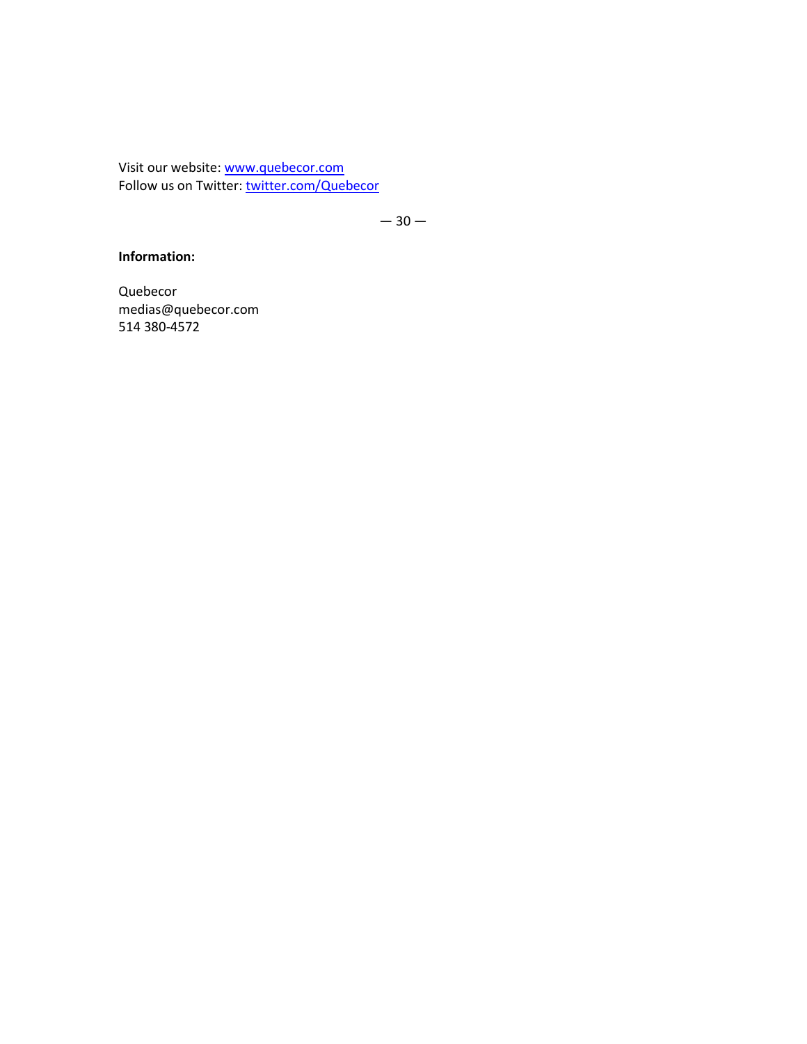Visit our website: [www.quebecor.com](http://www.quebecor.com)
Follow us on Twitter: [twitter.com/Quebecor](https://twitter.com/Quebecor)

— 30 —

**Information:**

Quebecor
medias@quebecor.com
514 380-4572